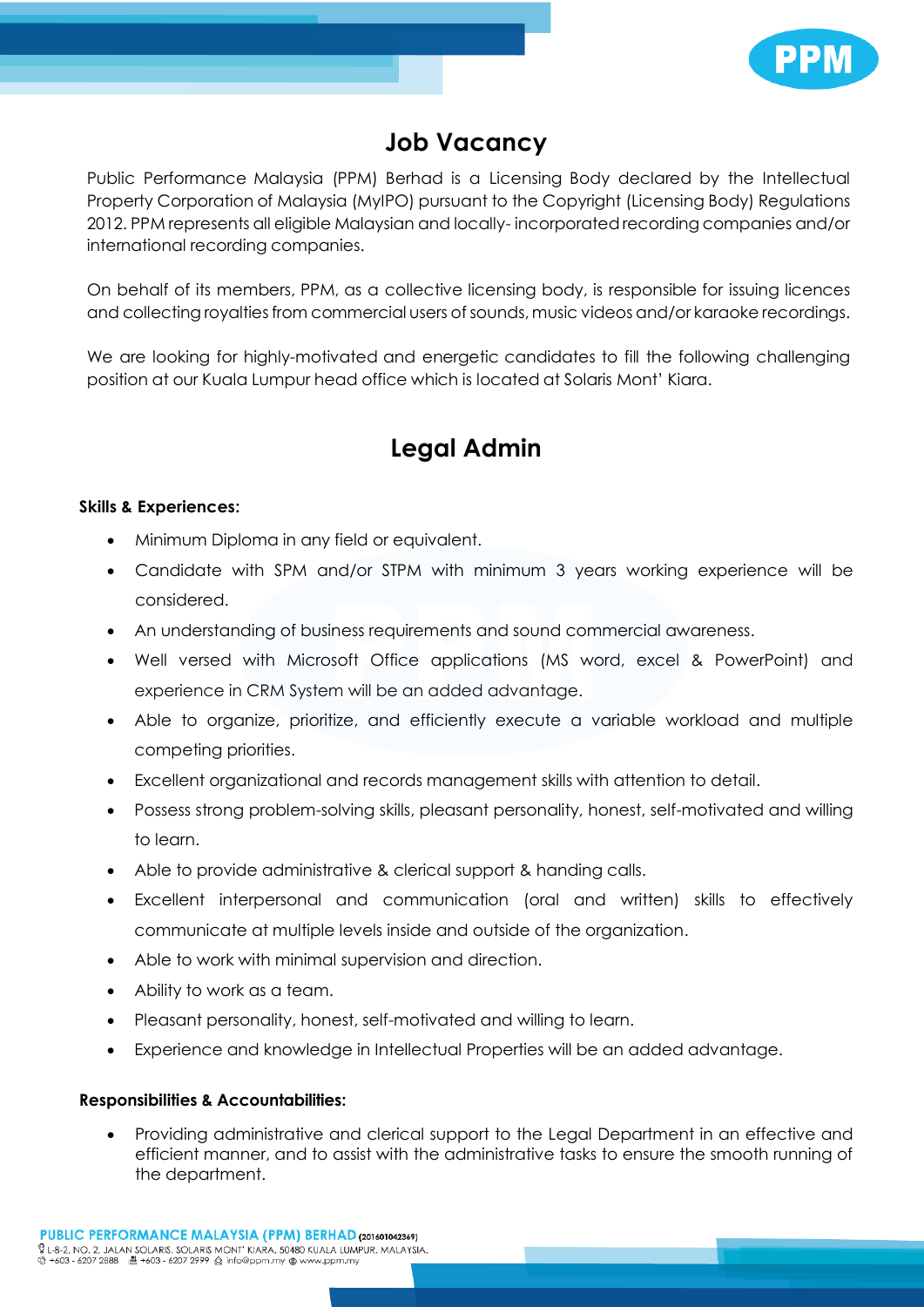# Job Vacancy

Public Performance Malaysia (PPM) Berhad is a Licensing Body declared by the Intellectual Property Corporation of Malaysia (MyIPO) pursuant to the Copyright (Licensing Body) Regulations 2012. PPM represents all eligible Malaysian and locally- incorporated recording companies and/or international recording companies.

On behalf of its members, PPM, as a collective licensing body, is responsible for issuing licences and collecting royalties from commercial users of sounds, music videos and/or karaoke recordings.

We are looking for highly-motivated and energetic candidates to fill the following challenging position at our Kuala Lumpur head office which is located at Solaris Mont' Kiara.

# Legal Admin

**Skills & Experiences:**

- Minimum Diploma in any field or equivalent.
- Candidate with SPM and/or STPM with minimum 3 years working experience will be considered.
- An understanding of business requirements and sound commercial awareness.
- Well versed with Microsoft Office applications (MS word, excel & PowerPoint) and experience in CRM System will be an added advantage.
- Able to organize, prioritize, and efficiently execute a variable workload and multiple competing priorities.
- Excellent organizational and records management skills with attention to detail.
- Possess strong problem-solving skills, pleasant personality, honest, self-motivated and willing to learn.
- Able to provide administrative & clerical support & handing calls.
- Excellent interpersonal and communication (oral and written) skills to effectively communicate at multiple levels inside and outside of the organization.
- Able to work with minimal supervision and direction.
- Ability to work as a team.
- Pleasant personality, honest, self-motivated and willing to learn.
- Experience and knowledge in Intellectual Properties will be an added advantage.

**Responsibilities & Accountabilities:**

- Providing administrative and clerical support to the Legal Department in an effective and efficient manner, and to assist with the administrative tasks to ensure the smooth running of the department.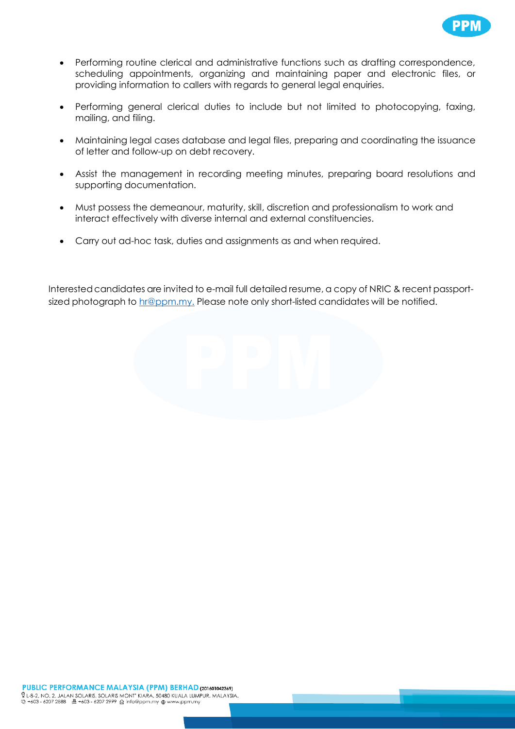- Performing routine clerical and administrative functions such as drafting correspondence, scheduling appointments, organizing and maintaining paper and electronic files, or providing information to callers with regards to general legal enquiries.

- Performing general clerical duties to include but not limited to photocopying, faxing, mailing, and filing.

- Maintaining legal cases database and legal files, preparing and coordinating the issuance of letter and follow-up on debt recovery.

- Assist the management in recording meeting minutes, preparing board resolutions and supporting documentation.

- Must possess the demeanour, maturity, skill, discretion and professionalism to work and interact effectively with diverse internal and external constituencies.

- Carry out ad-hoc task, duties and assignments as and when required.

Interested candidates are invited to e-mail full detailed resume, a copy of NRIC & recent passport-sized photograph to hr@ppm.my. Please note only short-listed candidates will be notified.